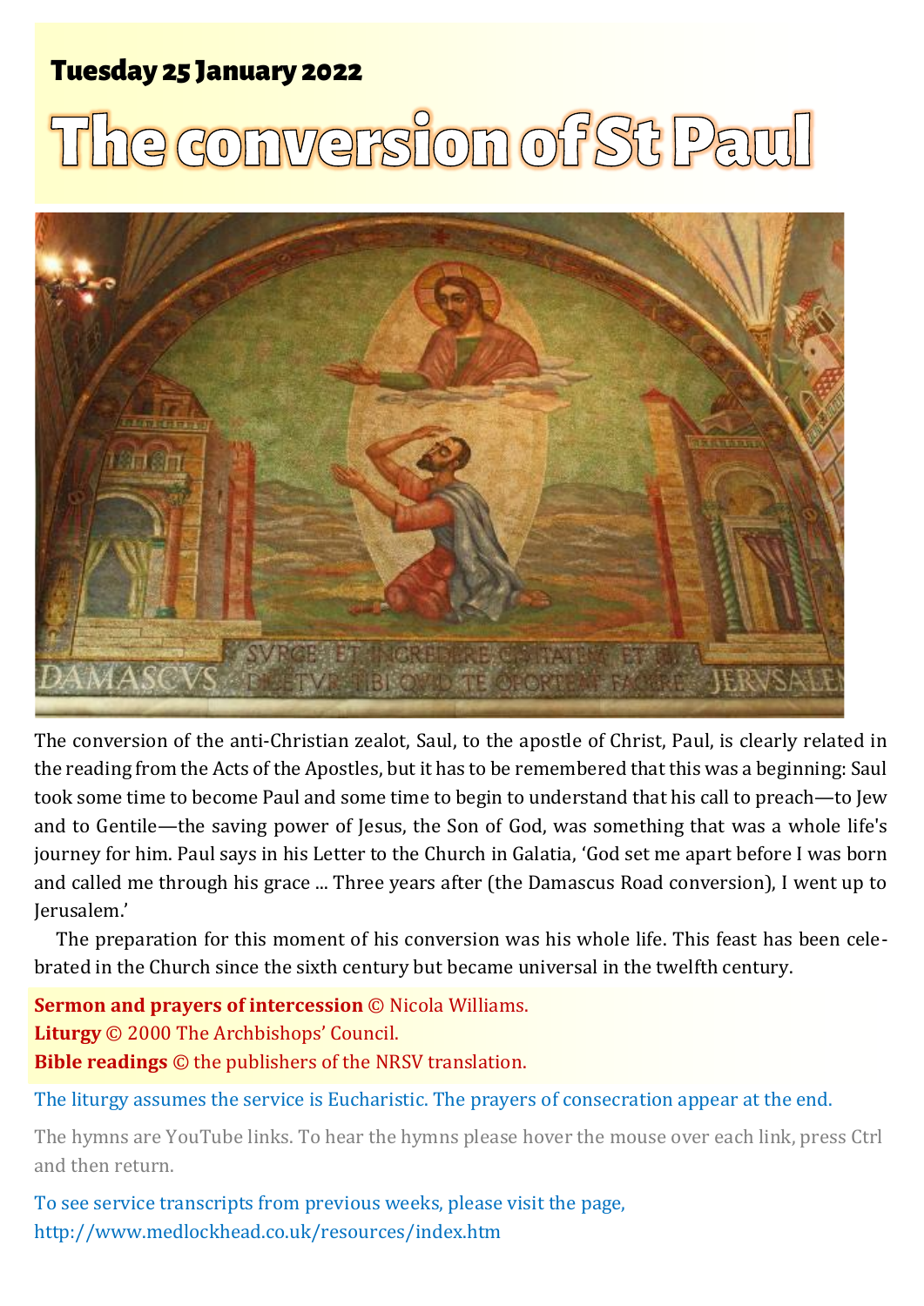**Tuesday 25 January 2022**

# The conversion of St Paul

The conversion of the anti-Christian zealot, Saul, to the apostle of Christ, Paul, is clearly related in the reading from the Acts of the Apostles, but it has to be remembered that this was a beginning: Saul took some time to become Paul and some time to begin to understand that his call to preach—to Jew and to Gentile—the saving power of Jesus, the Son of God, was something that was a whole life's journey for him. Paul says in his Letter to the Church in Galatia, 'God set me apart before I was born and called me through his grace ... Three years after (the Damascus Road conversion), I went up to Jerusalem.'

The preparation for this moment of his conversion was his whole life. This feast has been celebrated in the Church since the sixth century but became universal in the twelfth century.

**Sermon and prayers of intercession** © Nicola Williams.
**Liturgy** © 2000 The Archbishops' Council.
**Bible readings** © the publishers of the NRSV translation.

The liturgy assumes the service is Eucharistic. The prayers of consecration appear at the end.

The hymns are YouTube links. To hear the hymns please hover the mouse over each link, press Ctrl and then return.

To see service transcripts from previous weeks, please visit the page,
http://www.medlockhead.co.uk/resources/index.htm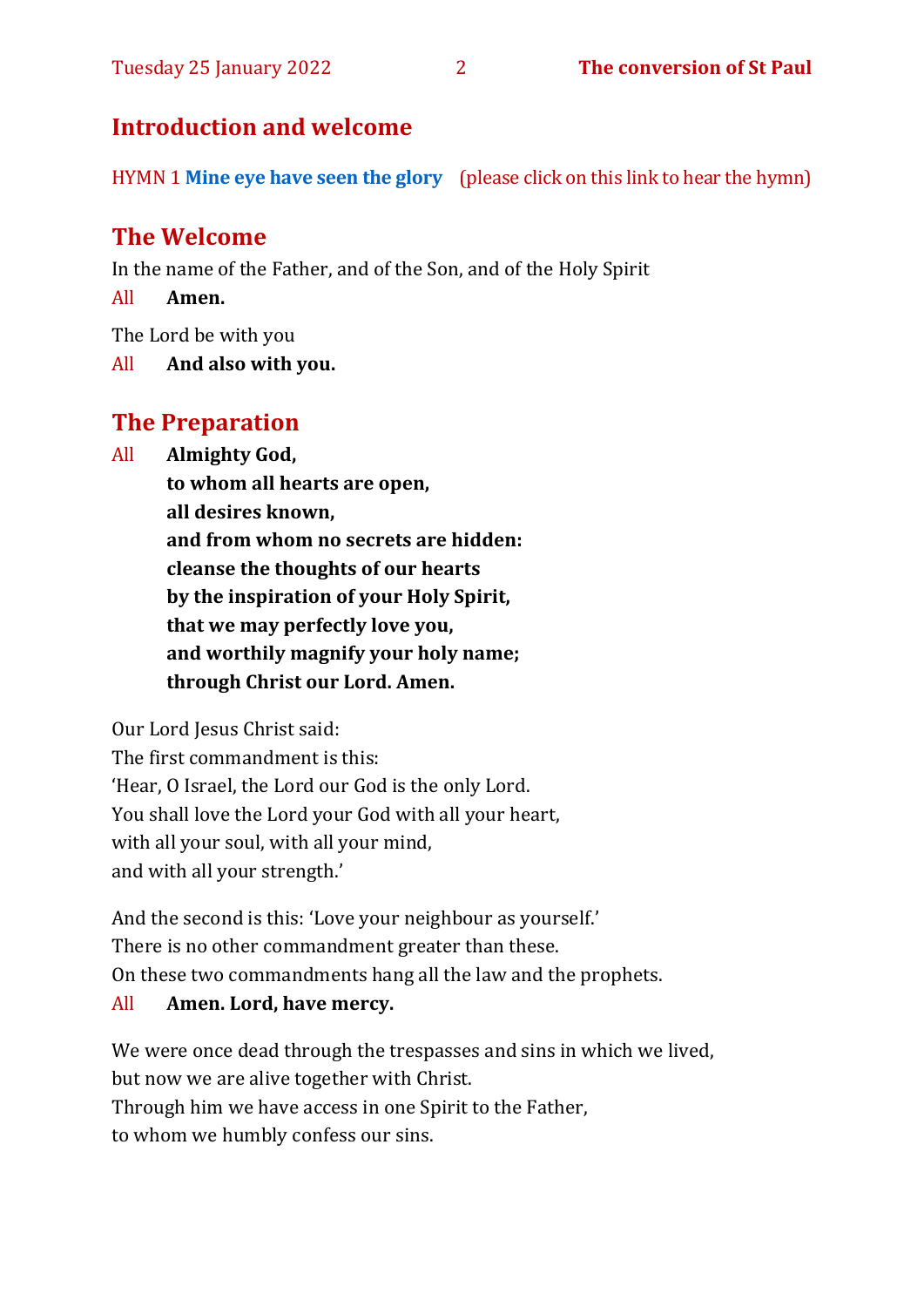## Introduction and welcome

HYMN 1 **Mine eye have seen the glory** (please click on this link to hear the hymn)

## The Welcome

In the name of the Father, and of the Son, and of the Holy Spirit

All **Amen.**

The Lord be with you

All **And also with you.**

## The Preparation

All **Almighty God,**
**to whom all hearts are open,**
**all desires known,**
**and from whom no secrets are hidden:**
**cleanse the thoughts of our hearts**
**by the inspiration of your Holy Spirit,**
**that we may perfectly love you,**
**and worthily magnify your holy name;**
**through Christ our Lord. Amen.**

Our Lord Jesus Christ said:
The first commandment is this:
'Hear, O Israel, the Lord our God is the only Lord.
You shall love the Lord your God with all your heart,
with all your soul, with all your mind,
and with all your strength.'

And the second is this: 'Love your neighbour as yourself.'
There is no other commandment greater than these.
On these two commandments hang all the law and the prophets.

All **Amen. Lord, have mercy.**

We were once dead through the trespasses and sins in which we lived,
but now we are alive together with Christ.
Through him we have access in one Spirit to the Father,
to whom we humbly confess our sins.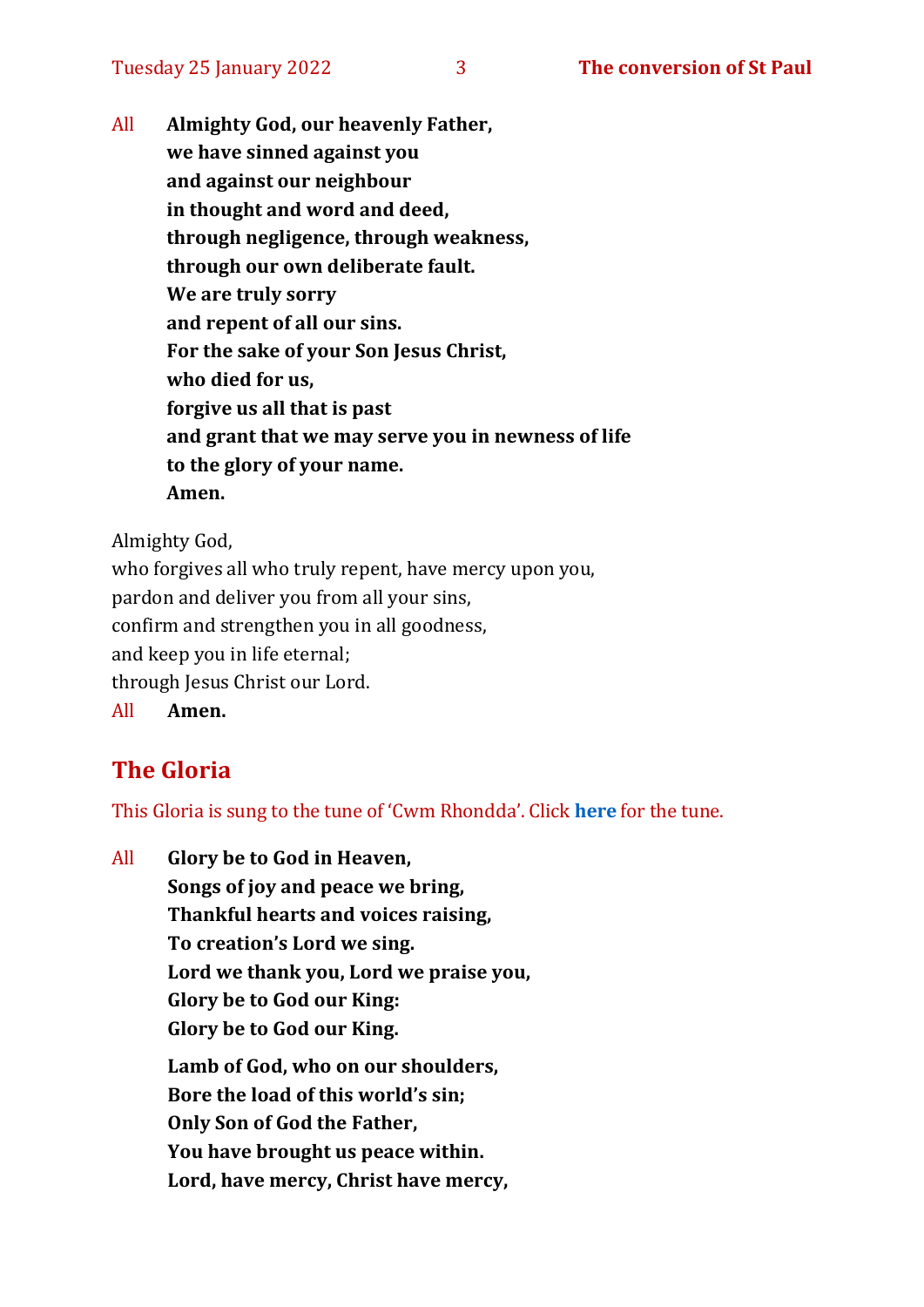All **Almighty God, our heavenly Father,**
**we have sinned against you**
**and against our neighbour**
**in thought and word and deed,**
**through negligence, through weakness,**
**through our own deliberate fault.**
**We are truly sorry**
**and repent of all our sins.**
**For the sake of your Son Jesus Christ,**
**who died for us,**
**forgive us all that is past**
**and grant that we may serve you in newness of life**
**to the glory of your name.**
**Amen.**

Almighty God,
who forgives all who truly repent, have mercy upon you,
pardon and deliver you from all your sins,
confirm and strengthen you in all goodness,
and keep you in life eternal;
through Jesus Christ our Lord.
All **Amen.**

## The Gloria

This Gloria is sung to the tune of 'Cwm Rhondda'. Click **here** for the tune.

All **Glory be to God in Heaven,**
**Songs of joy and peace we bring,**
**Thankful hearts and voices raising,**
**To creation's Lord we sing.**
**Lord we thank you, Lord we praise you,**
**Glory be to God our King:**
**Glory be to God our King.**

**Lamb of God, who on our shoulders,**
**Bore the load of this world's sin;**
**Only Son of God the Father,**
**You have brought us peace within.**
**Lord, have mercy, Christ have mercy,**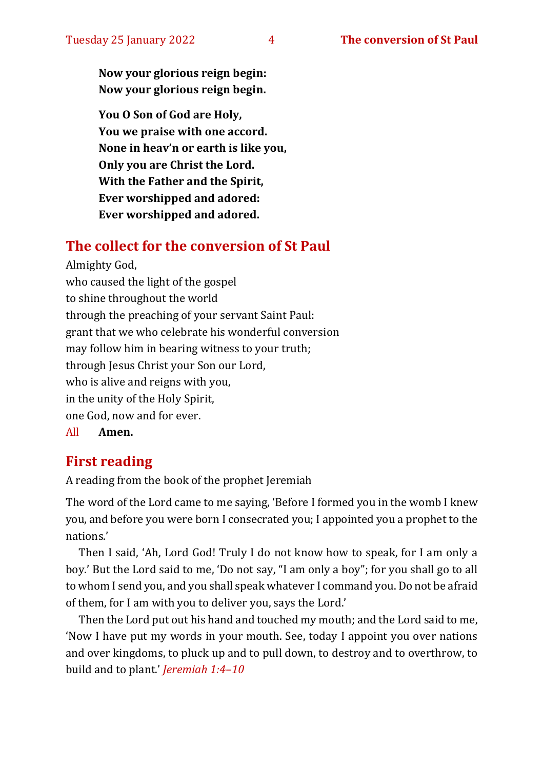**Now your glorious reign begin:**
**Now your glorious reign begin.**

**You O Son of God are Holy,**
**You we praise with one accord.**
**None in heav'n or earth is like you,**
**Only you are Christ the Lord.**
**With the Father and the Spirit,**
**Ever worshipped and adored:**
**Ever worshipped and adored.**

## The collect for the conversion of St Paul

Almighty God,
who caused the light of the gospel
to shine throughout the world
through the preaching of your servant Saint Paul:
grant that we who celebrate his wonderful conversion
may follow him in bearing witness to your truth;
through Jesus Christ your Son our Lord,
who is alive and reigns with you,
in the unity of the Holy Spirit,
one God, now and for ever.

All **Amen.**

## First reading

A reading from the book of the prophet Jeremiah

The word of the Lord came to me saying, 'Before I formed you in the womb I knew you, and before you were born I consecrated you; I appointed you a prophet to the nations.'

Then I said, 'Ah, Lord God! Truly I do not know how to speak, for I am only a boy.' But the Lord said to me, 'Do not say, "I am only a boy"; for you shall go to all to whom I send you, and you shall speak whatever I command you. Do not be afraid of them, for I am with you to deliver you, says the Lord.'

Then the Lord put out his hand and touched my mouth; and the Lord said to me, 'Now I have put my words in your mouth. See, today I appoint you over nations and over kingdoms, to pluck up and to pull down, to destroy and to overthrow, to build and to plant.' *Jeremiah 1:4–10*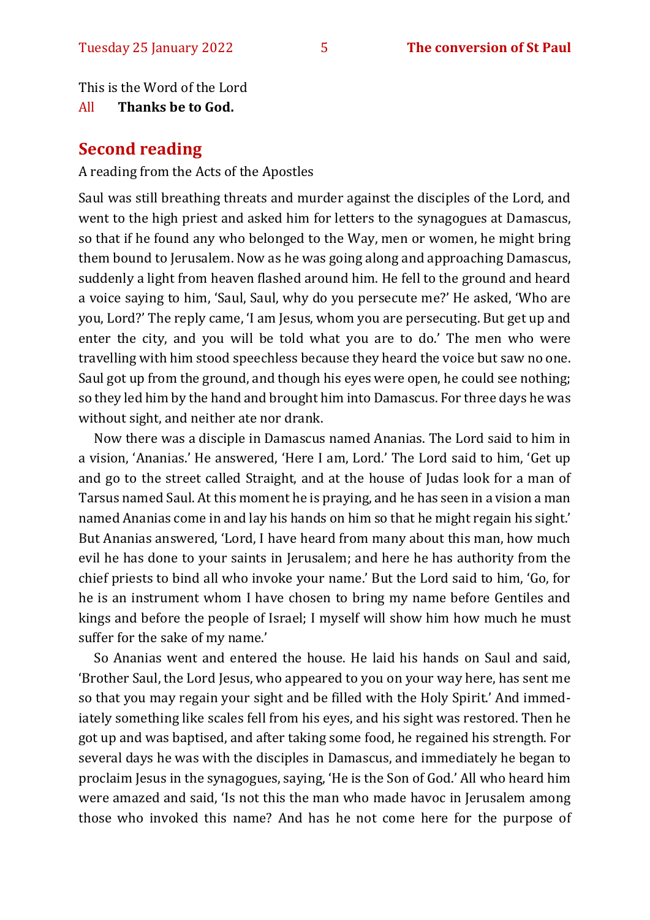This is the Word of the Lord

All **Thanks be to God.**

## Second reading

A reading from the Acts of the Apostles

Saul was still breathing threats and murder against the disciples of the Lord, and went to the high priest and asked him for letters to the synagogues at Damascus, so that if he found any who belonged to the Way, men or women, he might bring them bound to Jerusalem. Now as he was going along and approaching Damascus, suddenly a light from heaven flashed around him. He fell to the ground and heard a voice saying to him, 'Saul, Saul, why do you persecute me?' He asked, 'Who are you, Lord?' The reply came, 'I am Jesus, whom you are persecuting. But get up and enter the city, and you will be told what you are to do.' The men who were travelling with him stood speechless because they heard the voice but saw no one. Saul got up from the ground, and though his eyes were open, he could see nothing; so they led him by the hand and brought him into Damascus. For three days he was without sight, and neither ate nor drank.

Now there was a disciple in Damascus named Ananias. The Lord said to him in a vision, 'Ananias.' He answered, 'Here I am, Lord.' The Lord said to him, 'Get up and go to the street called Straight, and at the house of Judas look for a man of Tarsus named Saul. At this moment he is praying, and he has seen in a vision a man named Ananias come in and lay his hands on him so that he might regain his sight.' But Ananias answered, 'Lord, I have heard from many about this man, how much evil he has done to your saints in Jerusalem; and here he has authority from the chief priests to bind all who invoke your name.' But the Lord said to him, 'Go, for he is an instrument whom I have chosen to bring my name before Gentiles and kings and before the people of Israel; I myself will show him how much he must suffer for the sake of my name.'

So Ananias went and entered the house. He laid his hands on Saul and said, 'Brother Saul, the Lord Jesus, who appeared to you on your way here, has sent me so that you may regain your sight and be filled with the Holy Spirit.' And immediately something like scales fell from his eyes, and his sight was restored. Then he got up and was baptised, and after taking some food, he regained his strength. For several days he was with the disciples in Damascus, and immediately he began to proclaim Jesus in the synagogues, saying, 'He is the Son of God.' All who heard him were amazed and said, 'Is not this the man who made havoc in Jerusalem among those who invoked this name? And has he not come here for the purpose of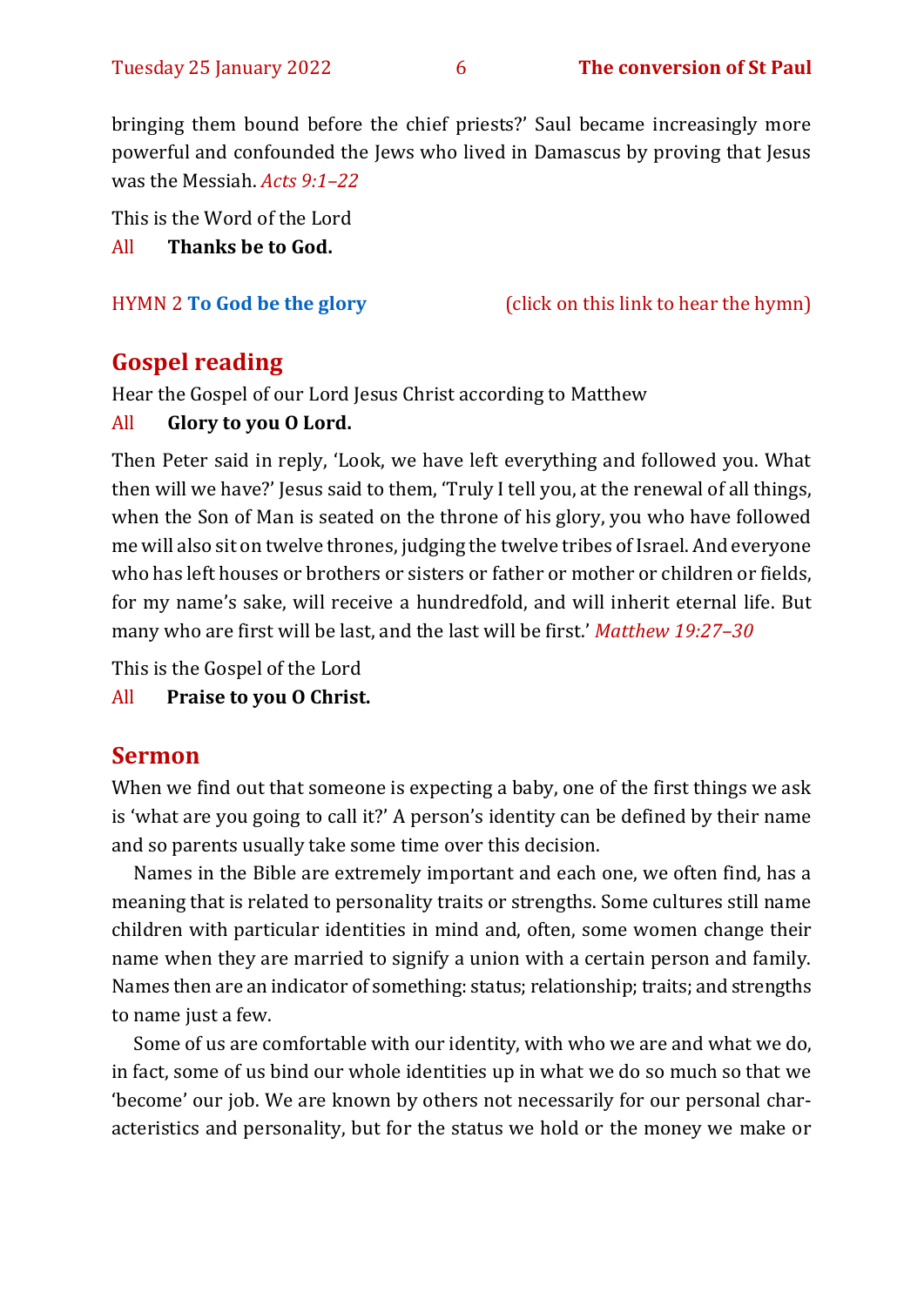bringing them bound before the chief priests?' Saul became increasingly more powerful and confounded the Jews who lived in Damascus by proving that Jesus was the Messiah. *Acts 9:1–22*

This is the Word of the Lord

All **Thanks be to God.**

HYMN 2 **To God be the glory** (click on this link to hear the hymn)

## Gospel reading

Hear the Gospel of our Lord Jesus Christ according to Matthew

All **Glory to you O Lord.**

Then Peter said in reply, 'Look, we have left everything and followed you. What then will we have?' Jesus said to them, 'Truly I tell you, at the renewal of all things, when the Son of Man is seated on the throne of his glory, you who have followed me will also sit on twelve thrones, judging the twelve tribes of Israel. And everyone who has left houses or brothers or sisters or father or mother or children or fields, for my name's sake, will receive a hundredfold, and will inherit eternal life. But many who are first will be last, and the last will be first.' *Matthew 19:27–30*

This is the Gospel of the Lord

All **Praise to you O Christ.**

## Sermon

When we find out that someone is expecting a baby, one of the first things we ask is 'what are you going to call it?' A person's identity can be defined by their name and so parents usually take some time over this decision.

Names in the Bible are extremely important and each one, we often find, has a meaning that is related to personality traits or strengths. Some cultures still name children with particular identities in mind and, often, some women change their name when they are married to signify a union with a certain person and family. Names then are an indicator of something: status; relationship; traits; and strengths to name just a few.

Some of us are comfortable with our identity, with who we are and what we do, in fact, some of us bind our whole identities up in what we do so much so that we 'become' our job. We are known by others not necessarily for our personal characteristics and personality, but for the status we hold or the money we make or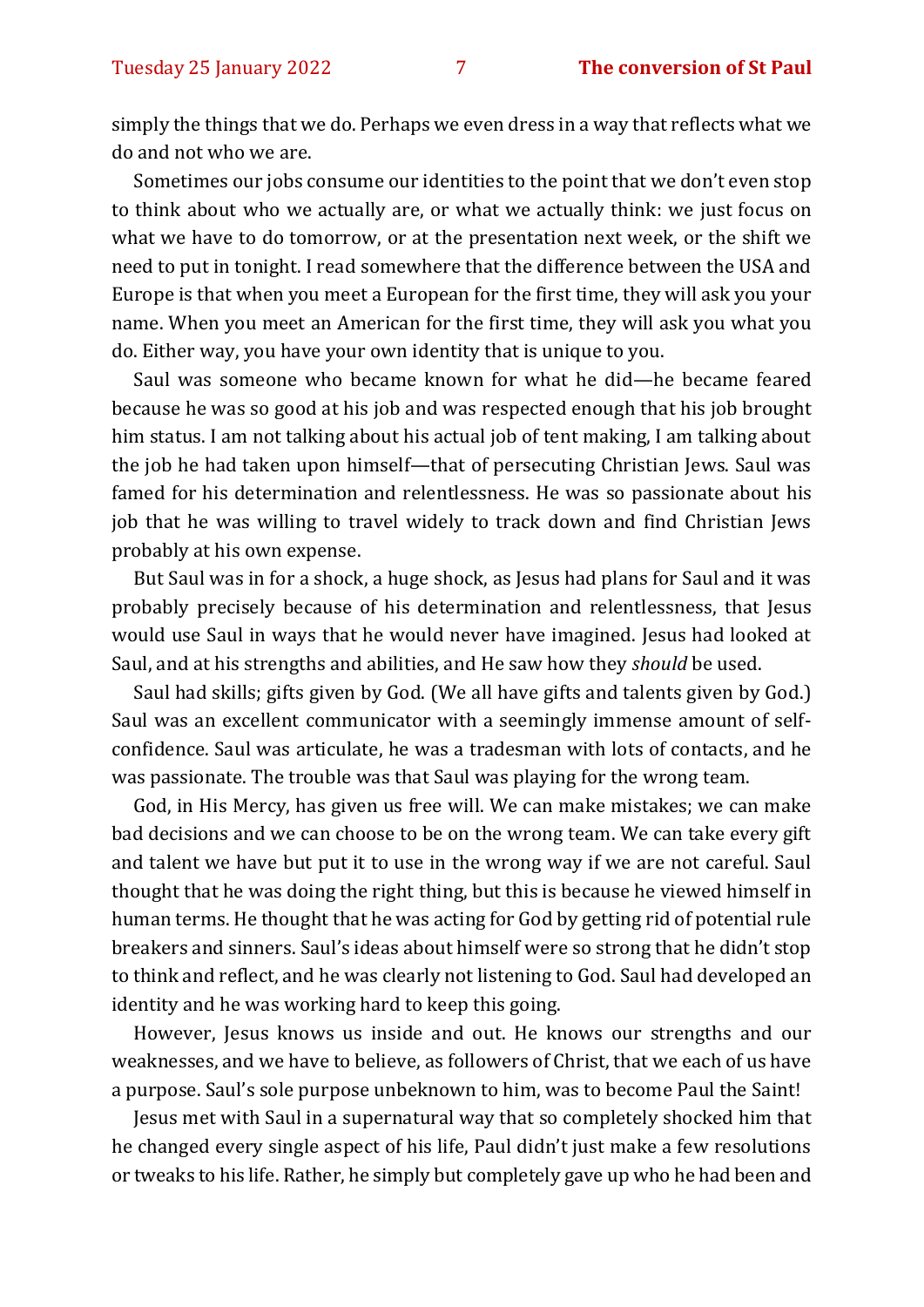simply the things that we do. Perhaps we even dress in a way that reflects what we do and not who we are.

Sometimes our jobs consume our identities to the point that we don't even stop to think about who we actually are, or what we actually think: we just focus on what we have to do tomorrow, or at the presentation next week, or the shift we need to put in tonight. I read somewhere that the difference between the USA and Europe is that when you meet a European for the first time, they will ask you your name. When you meet an American for the first time, they will ask you what you do. Either way, you have your own identity that is unique to you.

Saul was someone who became known for what he did—he became feared because he was so good at his job and was respected enough that his job brought him status. I am not talking about his actual job of tent making, I am talking about the job he had taken upon himself—that of persecuting Christian Jews. Saul was famed for his determination and relentlessness. He was so passionate about his job that he was willing to travel widely to track down and find Christian Jews probably at his own expense.

But Saul was in for a shock, a huge shock, as Jesus had plans for Saul and it was probably precisely because of his determination and relentlessness, that Jesus would use Saul in ways that he would never have imagined. Jesus had looked at Saul, and at his strengths and abilities, and He saw how they *should* be used.

Saul had skills; gifts given by God. (We all have gifts and talents given by God.) Saul was an excellent communicator with a seemingly immense amount of self-confidence. Saul was articulate, he was a tradesman with lots of contacts, and he was passionate. The trouble was that Saul was playing for the wrong team.

God, in His Mercy, has given us free will. We can make mistakes; we can make bad decisions and we can choose to be on the wrong team. We can take every gift and talent we have but put it to use in the wrong way if we are not careful. Saul thought that he was doing the right thing, but this is because he viewed himself in human terms. He thought that he was acting for God by getting rid of potential rule breakers and sinners. Saul's ideas about himself were so strong that he didn't stop to think and reflect, and he was clearly not listening to God. Saul had developed an identity and he was working hard to keep this going.

However, Jesus knows us inside and out. He knows our strengths and our weaknesses, and we have to believe, as followers of Christ, that we each of us have a purpose. Saul's sole purpose unbeknown to him, was to become Paul the Saint!

Jesus met with Saul in a supernatural way that so completely shocked him that he changed every single aspect of his life, Paul didn't just make a few resolutions or tweaks to his life. Rather, he simply but completely gave up who he had been and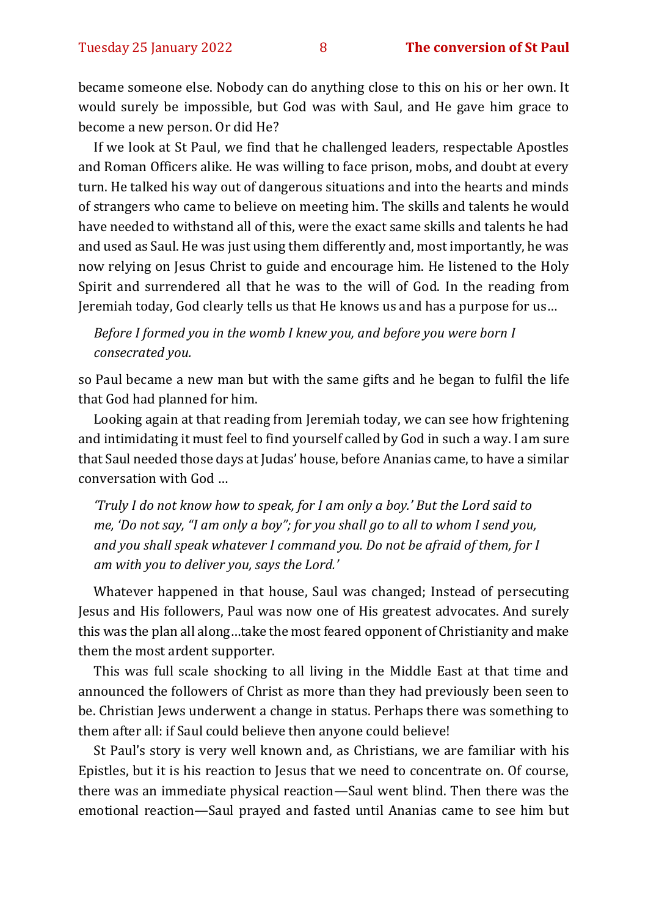became someone else. Nobody can do anything close to this on his or her own. It would surely be impossible, but God was with Saul, and He gave him grace to become a new person. Or did He?

If we look at St Paul, we find that he challenged leaders, respectable Apostles and Roman Officers alike. He was willing to face prison, mobs, and doubt at every turn. He talked his way out of dangerous situations and into the hearts and minds of strangers who came to believe on meeting him. The skills and talents he would have needed to withstand all of this, were the exact same skills and talents he had and used as Saul. He was just using them differently and, most importantly, he was now relying on Jesus Christ to guide and encourage him. He listened to the Holy Spirit and surrendered all that he was to the will of God. In the reading from Jeremiah today, God clearly tells us that He knows us and has a purpose for us…

> *Before I formed you in the womb I knew you, and before you were born I consecrated you.*

so Paul became a new man but with the same gifts and he began to fulfil the life that God had planned for him.

Looking again at that reading from Jeremiah today, we can see how frightening and intimidating it must feel to find yourself called by God in such a way. I am sure that Saul needed those days at Judas' house, before Ananias came, to have a similar conversation with God …

> *'Truly I do not know how to speak, for I am only a boy.' But the Lord said to me, 'Do not say, "I am only a boy"; for you shall go to all to whom I send you, and you shall speak whatever I command you. Do not be afraid of them, for I am with you to deliver you, says the Lord.'*

Whatever happened in that house, Saul was changed; Instead of persecuting Jesus and His followers, Paul was now one of His greatest advocates. And surely this was the plan all along…take the most feared opponent of Christianity and make them the most ardent supporter.

This was full scale shocking to all living in the Middle East at that time and announced the followers of Christ as more than they had previously been seen to be. Christian Jews underwent a change in status. Perhaps there was something to them after all: if Saul could believe then anyone could believe!

St Paul's story is very well known and, as Christians, we are familiar with his Epistles, but it is his reaction to Jesus that we need to concentrate on. Of course, there was an immediate physical reaction—Saul went blind. Then there was the emotional reaction—Saul prayed and fasted until Ananias came to see him but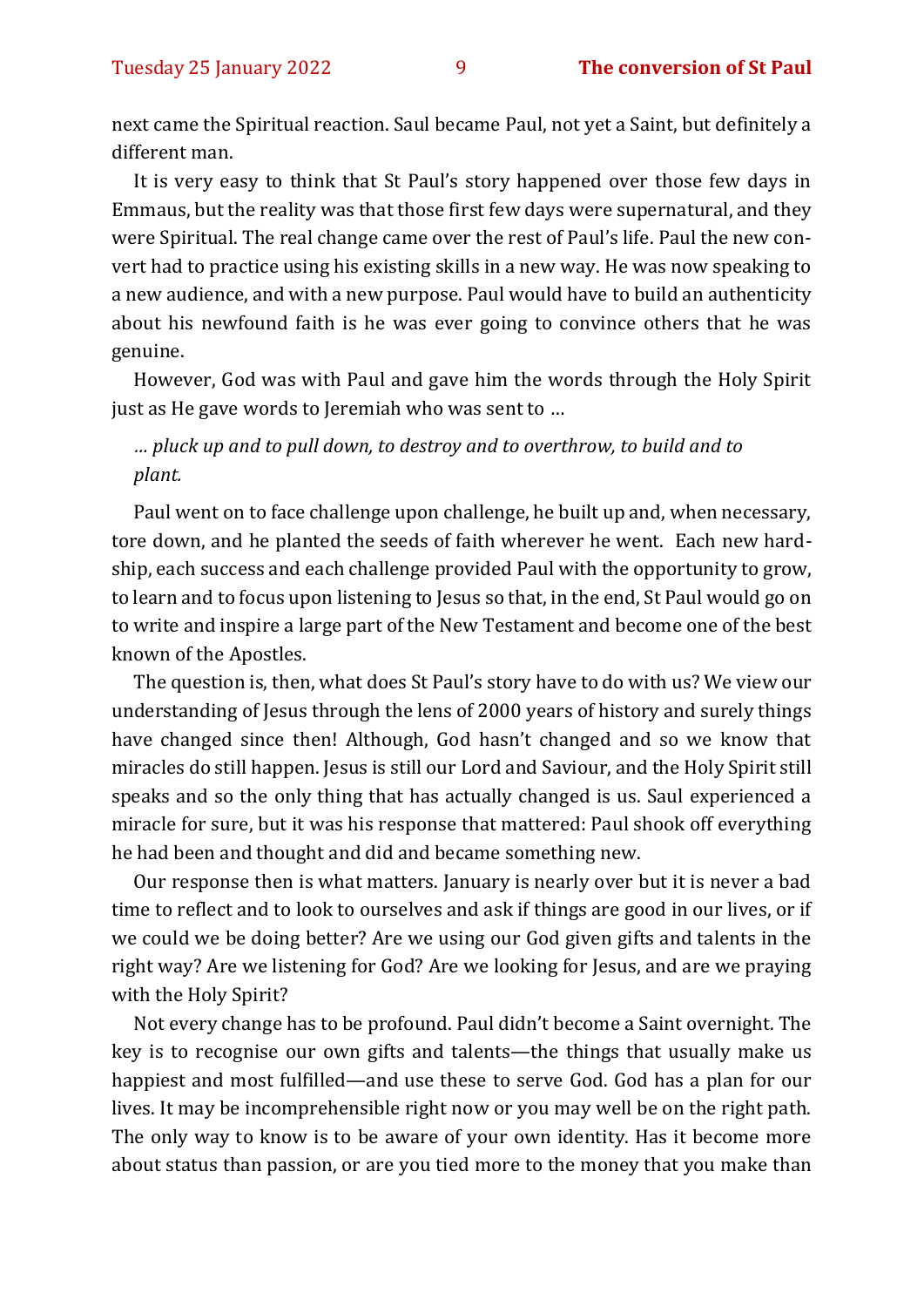next came the Spiritual reaction. Saul became Paul, not yet a Saint, but definitely a different man.

It is very easy to think that St Paul's story happened over those few days in Emmaus, but the reality was that those first few days were supernatural, and they were Spiritual. The real change came over the rest of Paul's life. Paul the new convert had to practice using his existing skills in a new way. He was now speaking to a new audience, and with a new purpose. Paul would have to build an authenticity about his newfound faith is he was ever going to convince others that he was genuine.

However, God was with Paul and gave him the words through the Holy Spirit just as He gave words to Jeremiah who was sent to …

*… pluck up and to pull down, to destroy and to overthrow, to build and to plant.*

Paul went on to face challenge upon challenge, he built up and, when necessary, tore down, and he planted the seeds of faith wherever he went. Each new hardship, each success and each challenge provided Paul with the opportunity to grow, to learn and to focus upon listening to Jesus so that, in the end, St Paul would go on to write and inspire a large part of the New Testament and become one of the best known of the Apostles.

The question is, then, what does St Paul's story have to do with us? We view our understanding of Jesus through the lens of 2000 years of history and surely things have changed since then! Although, God hasn't changed and so we know that miracles do still happen. Jesus is still our Lord and Saviour, and the Holy Spirit still speaks and so the only thing that has actually changed is us. Saul experienced a miracle for sure, but it was his response that mattered: Paul shook off everything he had been and thought and did and became something new.

Our response then is what matters. January is nearly over but it is never a bad time to reflect and to look to ourselves and ask if things are good in our lives, or if we could we be doing better? Are we using our God given gifts and talents in the right way? Are we listening for God? Are we looking for Jesus, and are we praying with the Holy Spirit?

Not every change has to be profound. Paul didn't become a Saint overnight. The key is to recognise our own gifts and talents—the things that usually make us happiest and most fulfilled—and use these to serve God. God has a plan for our lives. It may be incomprehensible right now or you may well be on the right path. The only way to know is to be aware of your own identity. Has it become more about status than passion, or are you tied more to the money that you make than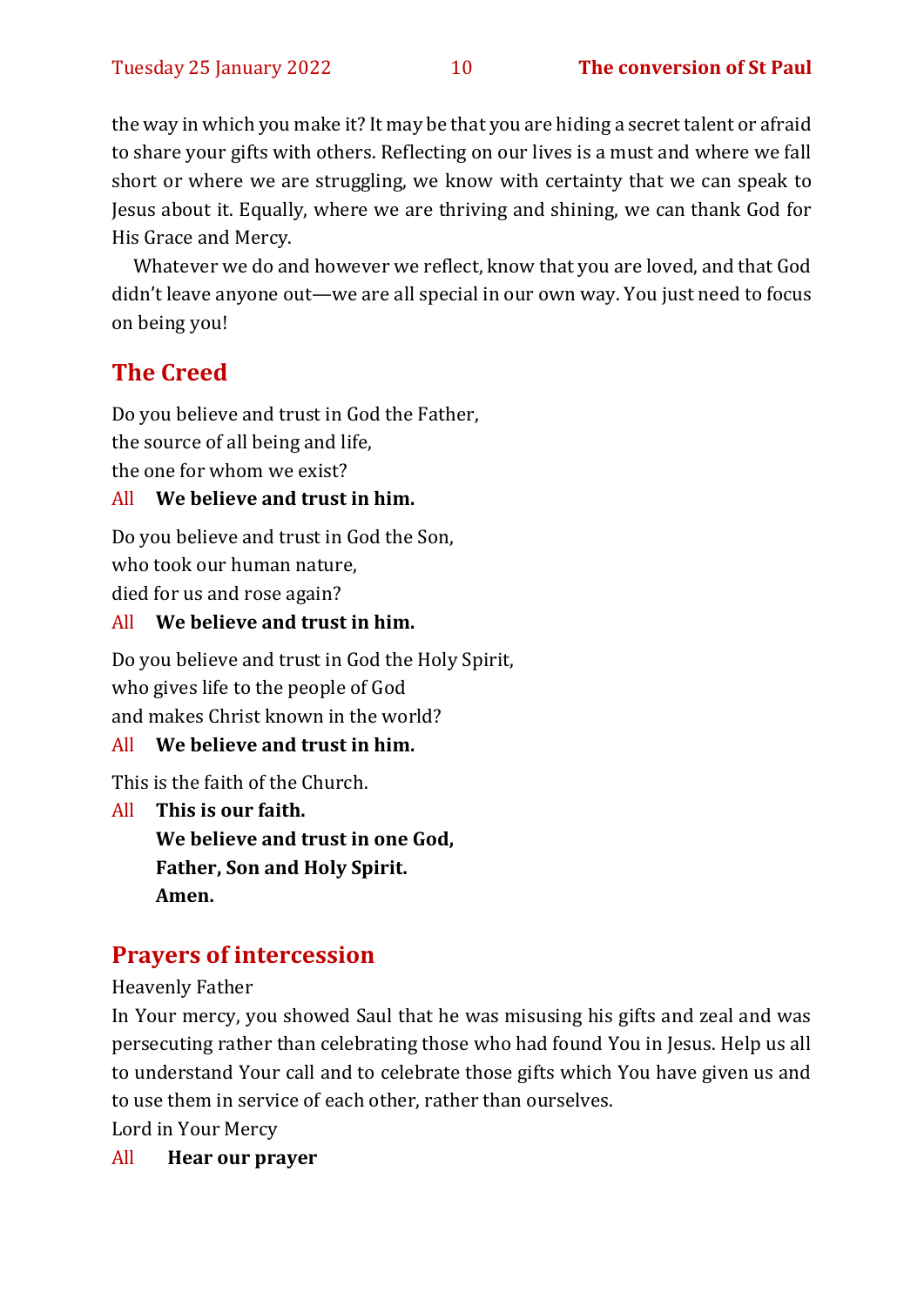the way in which you make it? It may be that you are hiding a secret talent or afraid to share your gifts with others. Reflecting on our lives is a must and where we fall short or where we are struggling, we know with certainty that we can speak to Jesus about it. Equally, where we are thriving and shining, we can thank God for His Grace and Mercy.

Whatever we do and however we reflect, know that you are loved, and that God didn't leave anyone out—we are all special in our own way. You just need to focus on being you!

## The Creed

Do you believe and trust in God the Father,
the source of all being and life,
the one for whom we exist?

All **We believe and trust in him.**

Do you believe and trust in God the Son,
who took our human nature,
died for us and rose again?

All **We believe and trust in him.**

Do you believe and trust in God the Holy Spirit,
who gives life to the people of God
and makes Christ known in the world?

All **We believe and trust in him.**

This is the faith of the Church.

All **This is our faith.**
**We believe and trust in one God,**
**Father, Son and Holy Spirit.**
**Amen.**

## Prayers of intercession

Heavenly Father

In Your mercy, you showed Saul that he was misusing his gifts and zeal and was persecuting rather than celebrating those who had found You in Jesus. Help us all to understand Your call and to celebrate those gifts which You have given us and to use them in service of each other, rather than ourselves.

Lord in Your Mercy

All **Hear our prayer**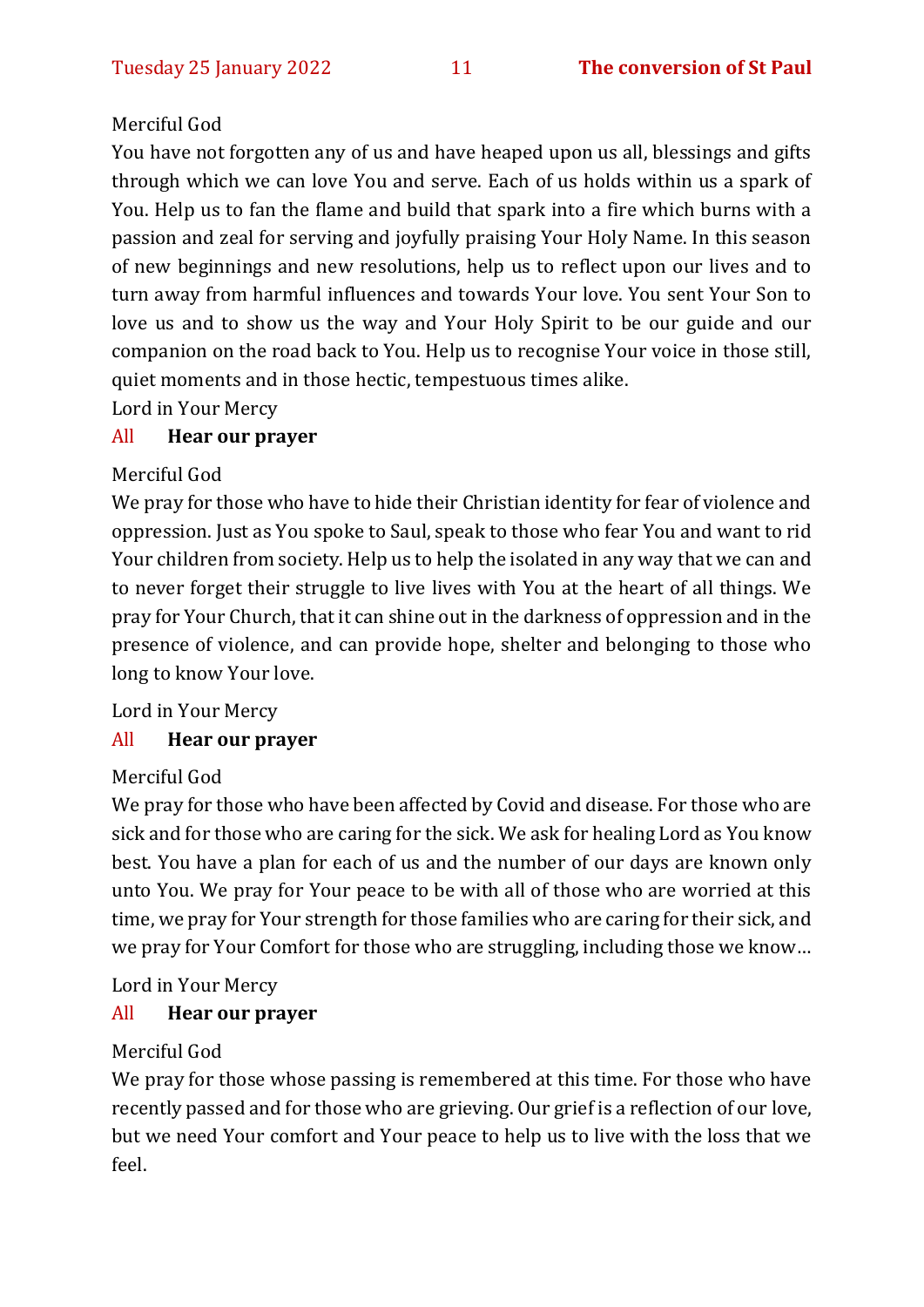Merciful God

You have not forgotten any of us and have heaped upon us all, blessings and gifts through which we can love You and serve. Each of us holds within us a spark of You. Help us to fan the flame and build that spark into a fire which burns with a passion and zeal for serving and joyfully praising Your Holy Name. In this season of new beginnings and new resolutions, help us to reflect upon our lives and to turn away from harmful influences and towards Your love. You sent Your Son to love us and to show us the way and Your Holy Spirit to be our guide and our companion on the road back to You. Help us to recognise Your voice in those still, quiet moments and in those hectic, tempestuous times alike.

Lord in Your Mercy

All **Hear our prayer**

Merciful God

We pray for those who have to hide their Christian identity for fear of violence and oppression. Just as You spoke to Saul, speak to those who fear You and want to rid Your children from society. Help us to help the isolated in any way that we can and to never forget their struggle to live lives with You at the heart of all things. We pray for Your Church, that it can shine out in the darkness of oppression and in the presence of violence, and can provide hope, shelter and belonging to those who long to know Your love.

Lord in Your Mercy

All **Hear our prayer**

Merciful God

We pray for those who have been affected by Covid and disease. For those who are sick and for those who are caring for the sick. We ask for healing Lord as You know best. You have a plan for each of us and the number of our days are known only unto You. We pray for Your peace to be with all of those who are worried at this time, we pray for Your strength for those families who are caring for their sick, and we pray for Your Comfort for those who are struggling, including those we know…

Lord in Your Mercy

All **Hear our prayer**

Merciful God

We pray for those whose passing is remembered at this time. For those who have recently passed and for those who are grieving. Our grief is a reflection of our love, but we need Your comfort and Your peace to help us to live with the loss that we feel.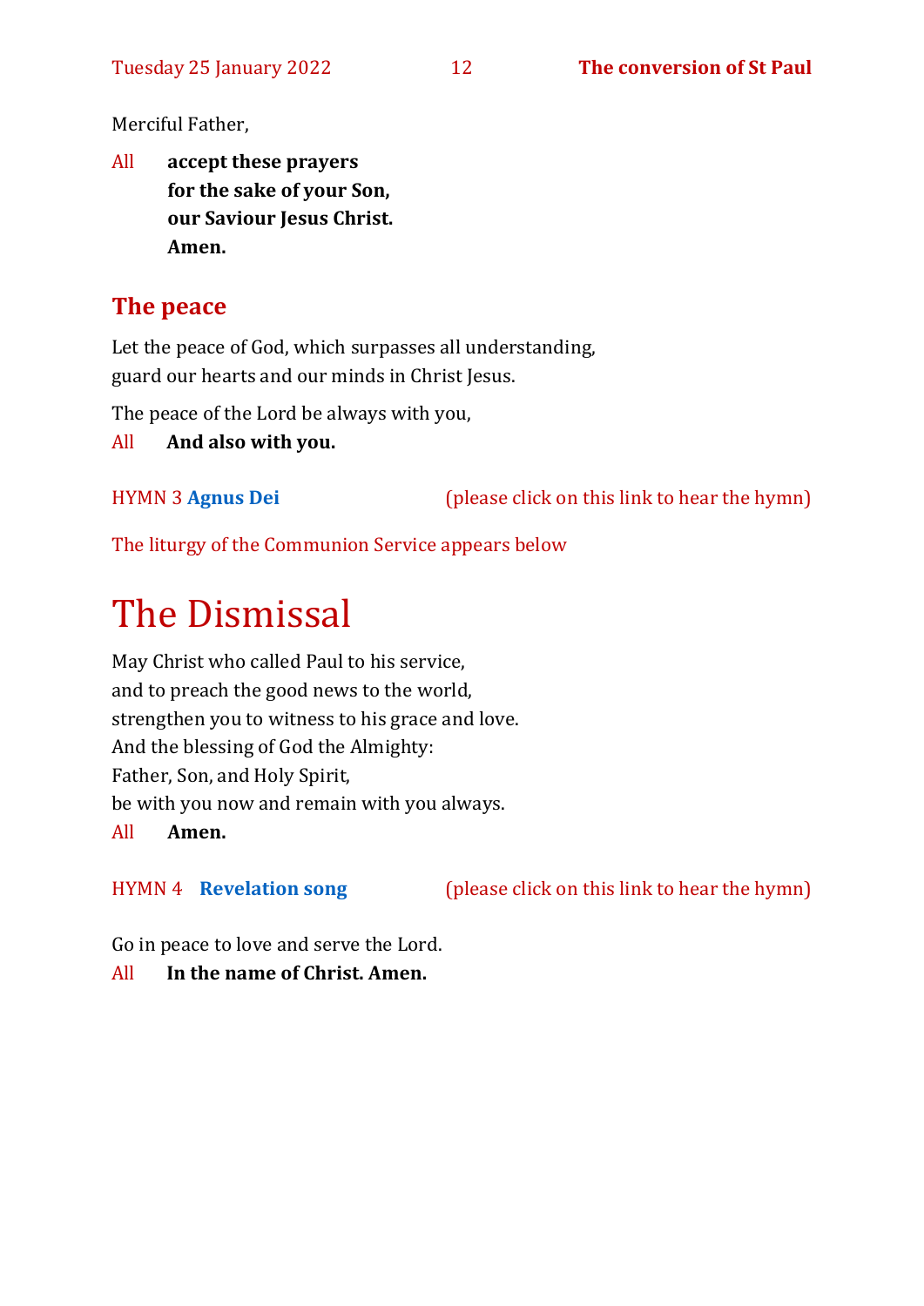Merciful Father,

All **accept these prayers**
**for the sake of your Son,**
**our Saviour Jesus Christ.**
**Amen.**

## The peace

Let the peace of God, which surpasses all understanding,
guard our hearts and our minds in Christ Jesus.

The peace of the Lord be always with you,

All **And also with you.**

HYMN 3 **Agnus Dei** (please click on this link to hear the hymn)

The liturgy of the Communion Service appears below

# The Dismissal

May Christ who called Paul to his service,
and to preach the good news to the world,
strengthen you to witness to his grace and love.
And the blessing of God the Almighty:
Father, Son, and Holy Spirit,
be with you now and remain with you always.

All **Amen.**

HYMN 4 **Revelation song** (please click on this link to hear the hymn)

Go in peace to love and serve the Lord.

All **In the name of Christ. Amen.**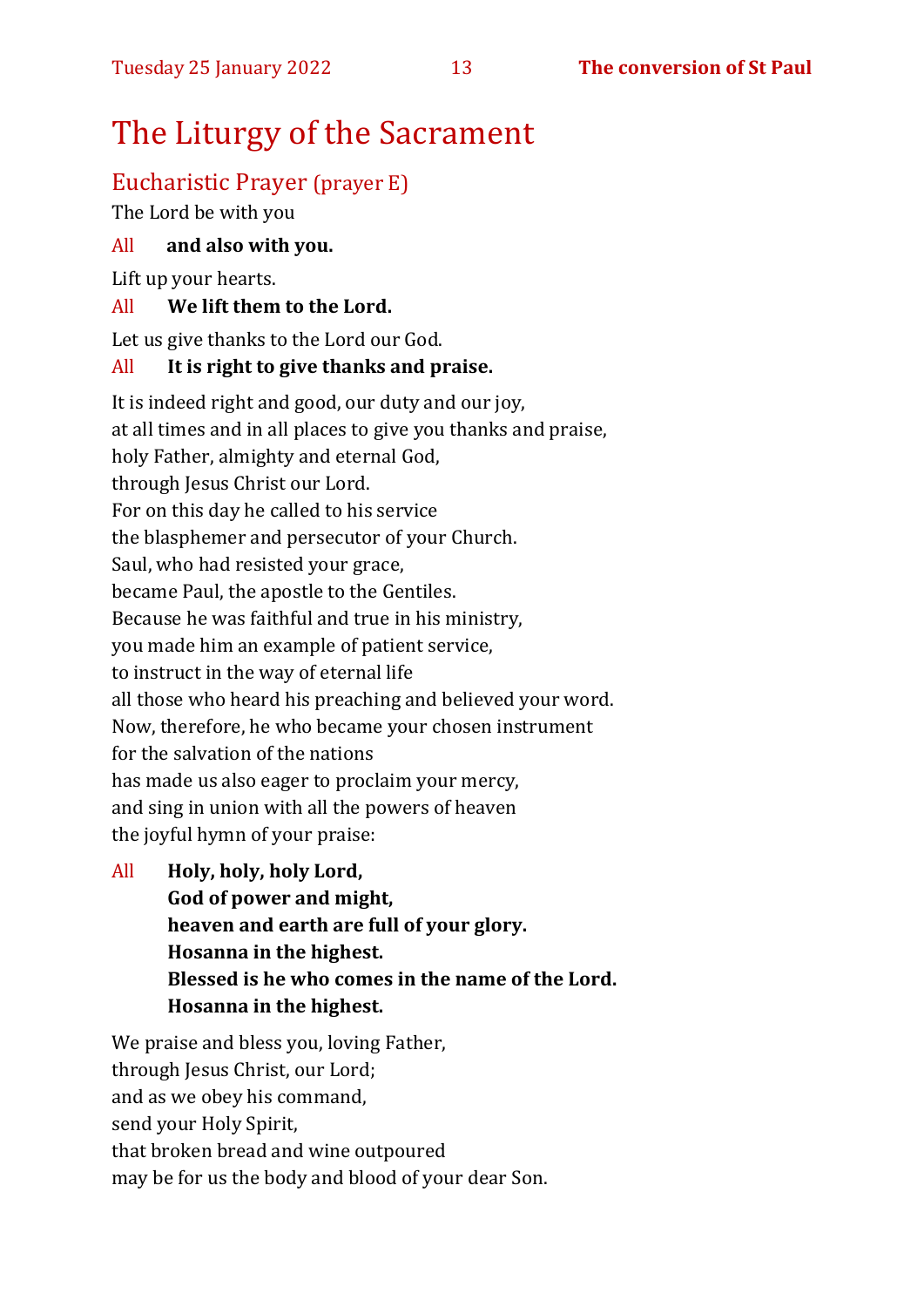# The Liturgy of the Sacrament

## Eucharistic Prayer (prayer E)

The Lord be with you

All **and also with you.**

Lift up your hearts.

All **We lift them to the Lord.**

Let us give thanks to the Lord our God.

All **It is right to give thanks and praise.**

It is indeed right and good, our duty and our joy,
at all times and in all places to give you thanks and praise,
holy Father, almighty and eternal God,
through Jesus Christ our Lord.
For on this day he called to his service
the blasphemer and persecutor of your Church.
Saul, who had resisted your grace,
became Paul, the apostle to the Gentiles.
Because he was faithful and true in his ministry,
you made him an example of patient service,
to instruct in the way of eternal life
all those who heard his preaching and believed your word.
Now, therefore, he who became your chosen instrument
for the salvation of the nations
has made us also eager to proclaim your mercy,
and sing in union with all the powers of heaven
the joyful hymn of your praise:

All **Holy, holy, holy Lord,**
**God of power and might,**
**heaven and earth are full of your glory.**
**Hosanna in the highest.**
**Blessed is he who comes in the name of the Lord.**
**Hosanna in the highest.**

We praise and bless you, loving Father,
through Jesus Christ, our Lord;
and as we obey his command,
send your Holy Spirit,
that broken bread and wine outpoured
may be for us the body and blood of your dear Son.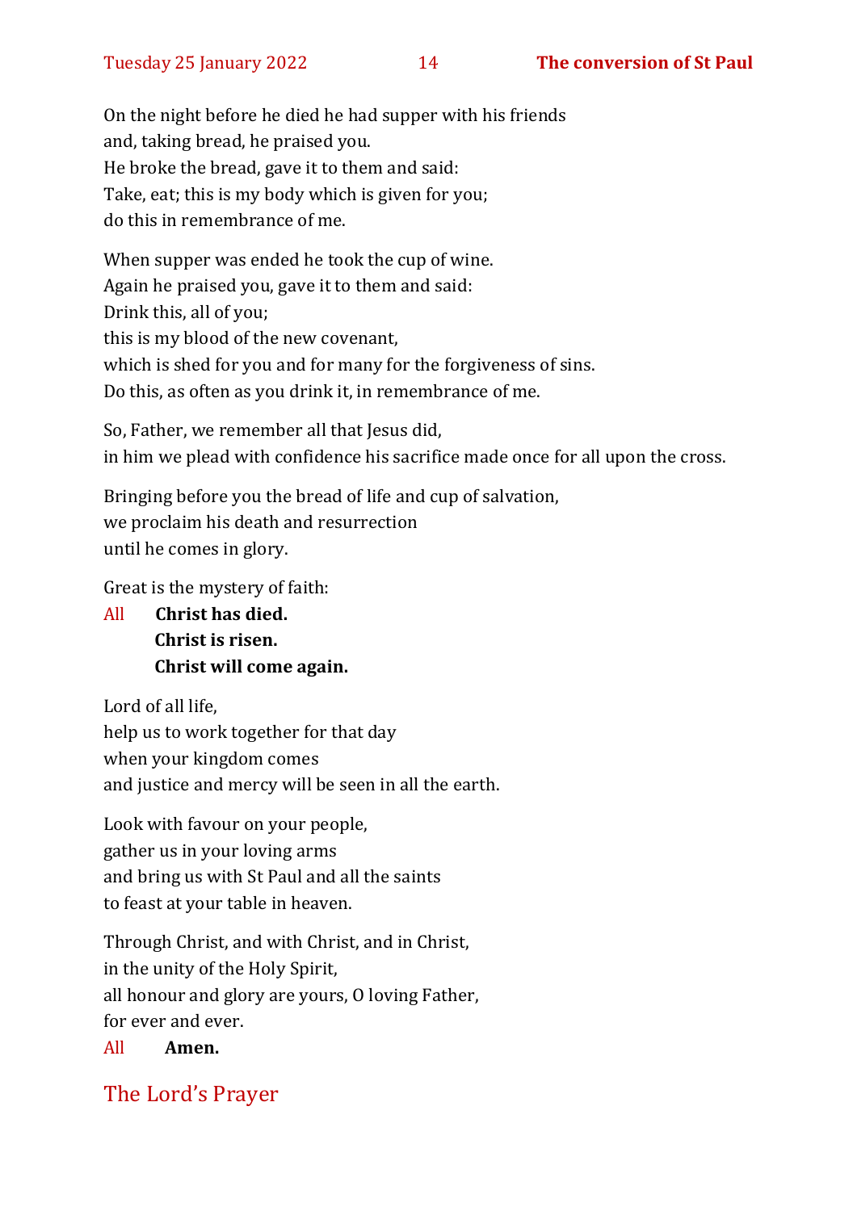On the night before he died he had supper with his friends
and, taking bread, he praised you.
He broke the bread, gave it to them and said:
Take, eat; this is my body which is given for you;
do this in remembrance of me.

When supper was ended he took the cup of wine.
Again he praised you, gave it to them and said:
Drink this, all of you;
this is my blood of the new covenant,
which is shed for you and for many for the forgiveness of sins.
Do this, as often as you drink it, in remembrance of me.

So, Father, we remember all that Jesus did,
in him we plead with confidence his sacrifice made once for all upon the cross.

Bringing before you the bread of life and cup of salvation,
we proclaim his death and resurrection
until he comes in glory.

Great is the mystery of faith:

All **Christ has died.**
**Christ is risen.**
**Christ will come again.**

Lord of all life,
help us to work together for that day
when your kingdom comes
and justice and mercy will be seen in all the earth.

Look with favour on your people,
gather us in your loving arms
and bring us with St Paul and all the saints
to feast at your table in heaven.

Through Christ, and with Christ, and in Christ,
in the unity of the Holy Spirit,
all honour and glory are yours, O loving Father,
for ever and ever.

All **Amen.**

## The Lord's Prayer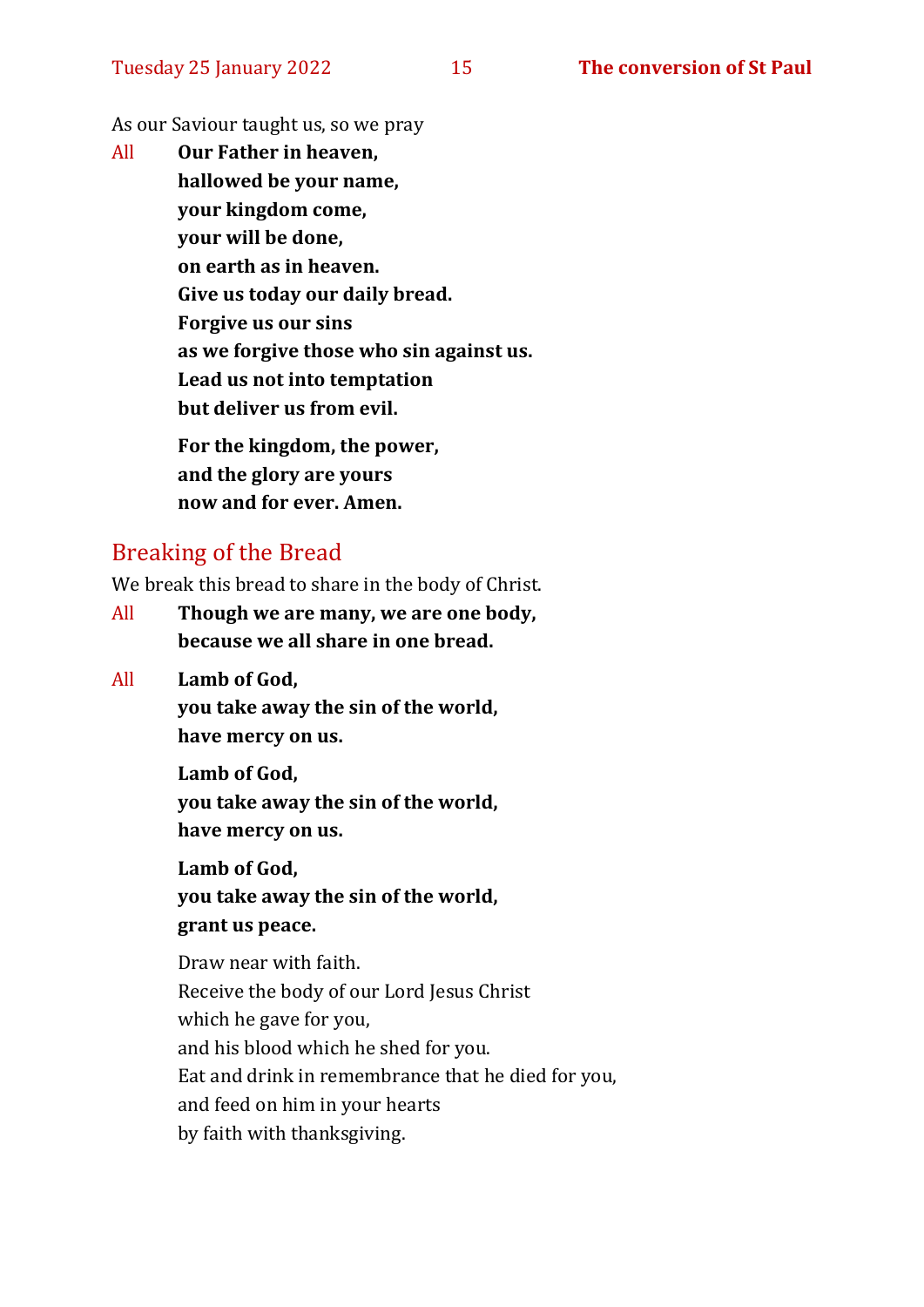As our Saviour taught us, so we pray

All **Our Father in heaven,**
**hallowed be your name,**
**your kingdom come,**
**your will be done,**
**on earth as in heaven.**
**Give us today our daily bread.**
**Forgive us our sins**
**as we forgive those who sin against us.**
**Lead us not into temptation**
**but deliver us from evil.**

**For the kingdom, the power,**
**and the glory are yours**
**now and for ever. Amen.**

## Breaking of the Bread

We break this bread to share in the body of Christ.

All **Though we are many, we are one body,**
**because we all share in one bread.**

All **Lamb of God,**
**you take away the sin of the world,**
**have mercy on us.**

**Lamb of God,**
**you take away the sin of the world,**
**have mercy on us.**

**Lamb of God,**
**you take away the sin of the world,**
**grant us peace.**

Draw near with faith.
Receive the body of our Lord Jesus Christ
which he gave for you,
and his blood which he shed for you.
Eat and drink in remembrance that he died for you,
and feed on him in your hearts
by faith with thanksgiving.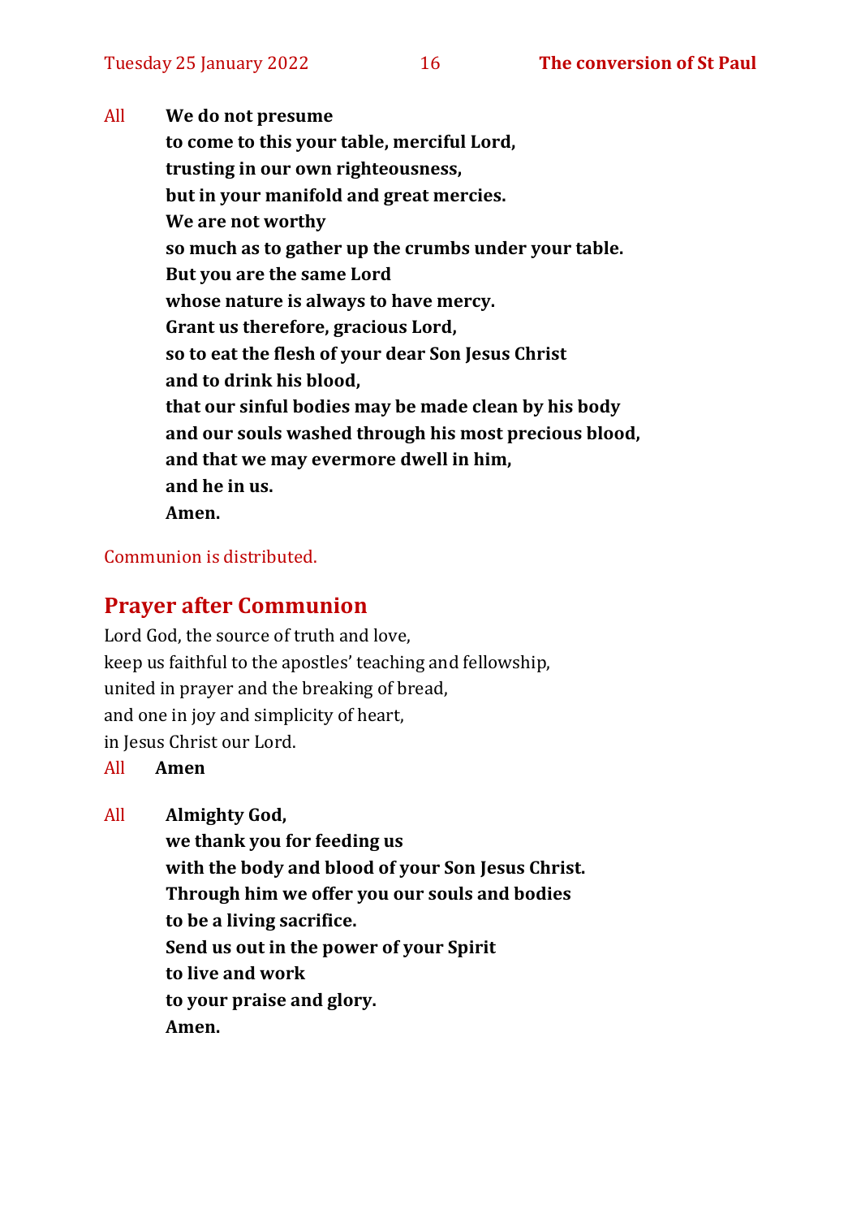All **We do not presume**
**to come to this your table, merciful Lord,**
**trusting in our own righteousness,**
**but in your manifold and great mercies.**
**We are not worthy**
**so much as to gather up the crumbs under your table.**
**But you are the same Lord**
**whose nature is always to have mercy.**
**Grant us therefore, gracious Lord,**
**so to eat the flesh of your dear Son Jesus Christ**
**and to drink his blood,**
**that our sinful bodies may be made clean by his body**
**and our souls washed through his most precious blood,**
**and that we may evermore dwell in him,**
**and he in us.**
**Amen.**

Communion is distributed.

## Prayer after Communion

Lord God, the source of truth and love,
keep us faithful to the apostles' teaching and fellowship,
united in prayer and the breaking of bread,
and one in joy and simplicity of heart,
in Jesus Christ our Lord.

All **Amen**

All **Almighty God,**
**we thank you for feeding us**
**with the body and blood of your Son Jesus Christ.**
**Through him we offer you our souls and bodies**
**to be a living sacrifice.**
**Send us out in the power of your Spirit**
**to live and work**
**to your praise and glory.**
**Amen.**